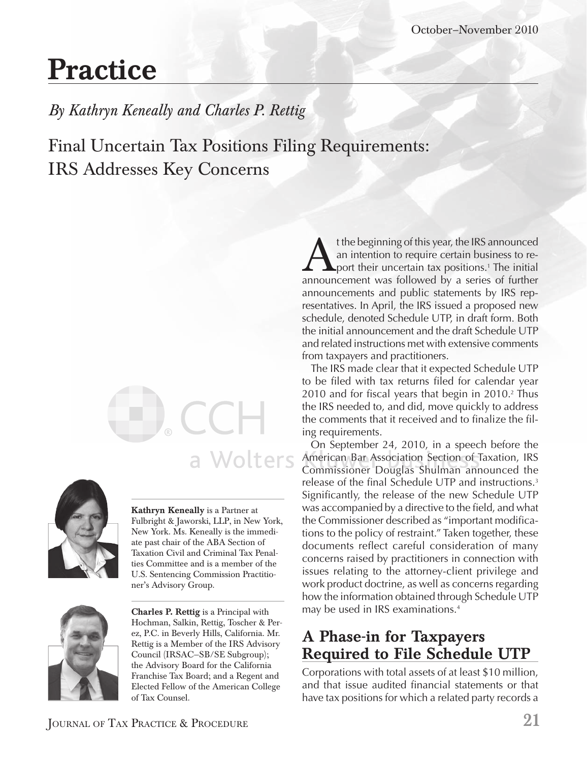# Practice

*By Kathryn Keneally and Charles P. Rettig*

## Final Uncertain Tax Positions Filing Requirements: IRS Addresses Key Concerns

**Kathryn Keneally** is a Partner at Fulbright & Jaworski, LLP, in New York, New York. Ms. Keneally is the immediate past chair of the ABA Section of Taxation Civil and Criminal Tax Penalties Committee and is a member of the U.S. Sentencing Commission Practitioner's Advisory Group.

**Charles P. Rettig** is a Principal with Hochman, Salkin, Rettig, Toscher & Perez, P.C. in Beverly Hills, California. Mr. Rettig is a Member of the IRS Advisory Council (IRSAC–SB/SE Subgroup); the Advisory Board for the California Franchise Tax Board; and a Regent and Elected Fellow of the American College of Tax Counsel.

At the beginning of this year, the IRS announced an intention to require certain business to report their uncertain tax positions.[1] The initial announcement was followed by a series of further announcements and public statements by IRS representatives. In April, the IRS issued a proposed new schedule, denoted Schedule UTP, in draft form. Both the initial announcement and the draft Schedule UTP and related instructions met with extensive comments from taxpayers and practitioners.

The IRS made clear that it expected Schedule UTP to be filed with tax returns filed for calendar year 2010 and for fiscal years that begin in 2010.[2] Thus the IRS needed to, and did, move quickly to address the comments that it received and to finalize the filing requirements.

On September 24, 2010, in a speech before the American Bar Association Section of Taxation, IRS Commissioner Douglas Shulman announced the release of the final Schedule UTP and instructions.[3] Significantly, the release of the new Schedule UTP was accompanied by a directive to the field, and what the Commissioner described as "important modifications to the policy of restraint." Taken together, these documents reflect careful consideration of many concerns raised by practitioners in connection with issues relating to the attorney-client privilege and work product doctrine, as well as concerns regarding how the information obtained through Schedule UTP may be used in IRS examinations.[4]

## A Phase-in for Taxpayers Required to File Schedule UTP

Corporations with total assets of at least $10 million, and that issue audited financial statements or that have tax positions for which a related party records a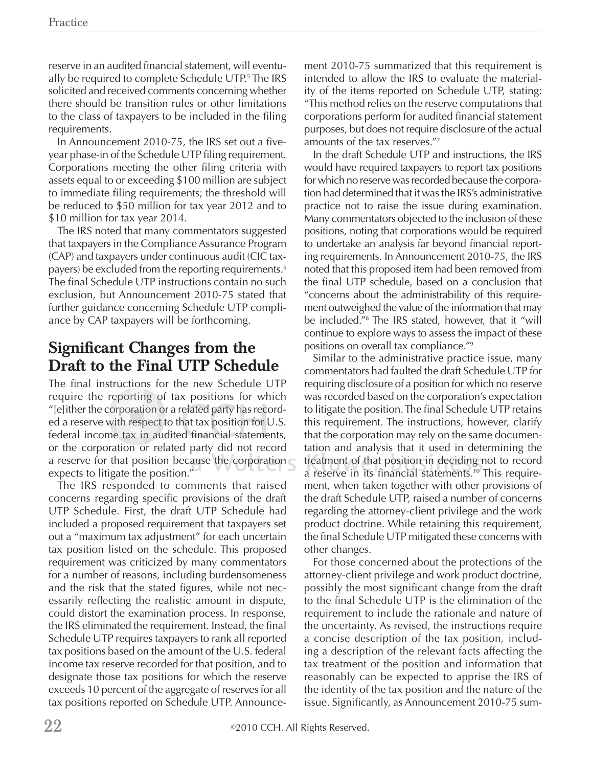reserve in an audited financial statement, will eventually be required to complete Schedule UTP.[5] The IRS solicited and received comments concerning whether there should be transition rules or other limitations to the class of taxpayers to be included in the filing requirements.

In Announcement 2010-75, the IRS set out a five-year phase-in of the Schedule UTP filing requirement. Corporations meeting the other filing criteria with assets equal to or exceeding $100 million are subject to immediate filing requirements; the threshold will be reduced to $50 million for tax year 2012 and to $10 million for tax year 2014.

The IRS noted that many commentators suggested that taxpayers in the Compliance Assurance Program (CAP) and taxpayers under continuous audit (CIC taxpayers) be excluded from the reporting requirements.[6] The final Schedule UTP instructions contain no such exclusion, but Announcement 2010-75 stated that further guidance concerning Schedule UTP compliance by CAP taxpayers will be forthcoming.

## Significant Changes from the Draft to the Final UTP Schedule

The final instructions for the new Schedule UTP require the reporting of tax positions for which "[e]ither the corporation or a related party has recorded a reserve with respect to that tax position for U.S. federal income tax in audited financial statements, or the corporation or related party did not record a reserve for that position because the corporation expects to litigate the position."

The IRS responded to comments that raised concerns regarding specific provisions of the draft UTP Schedule. First, the draft UTP Schedule had included a proposed requirement that taxpayers set out a "maximum tax adjustment" for each uncertain tax position listed on the schedule. This proposed requirement was criticized by many commentators for a number of reasons, including burdensomeness and the risk that the stated figures, while not necessarily reflecting the realistic amount in dispute, could distort the examination process. In response, the IRS eliminated the requirement. Instead, the final Schedule UTP requires taxpayers to rank all reported tax positions based on the amount of the U.S. federal income tax reserve recorded for that position, and to designate those tax positions for which the reserve exceeds 10 percent of the aggregate of reserves for all tax positions reported on Schedule UTP. Announcement 2010-75 summarized that this requirement is intended to allow the IRS to evaluate the materiality of the items reported on Schedule UTP, stating: "This method relies on the reserve computations that corporations perform for audited financial statement purposes, but does not require disclosure of the actual amounts of the tax reserves."[7]

In the draft Schedule UTP and instructions, the IRS would have required taxpayers to report tax positions for which no reserve was recorded because the corporation had determined that it was the IRS's administrative practice not to raise the issue during examination. Many commentators objected to the inclusion of these positions, noting that corporations would be required to undertake an analysis far beyond financial reporting requirements. In Announcement 2010-75, the IRS noted that this proposed item had been removed from the final UTP schedule, based on a conclusion that "concerns about the administrability of this requirement outweighed the value of the information that may be included."[8] The IRS stated, however, that it "will continue to explore ways to assess the impact of these positions on overall tax compliance."[9]

Similar to the administrative practice issue, many commentators had faulted the draft Schedule UTP for requiring disclosure of a position for which no reserve was recorded based on the corporation's expectation to litigate the position. The final Schedule UTP retains this requirement. The instructions, however, clarify that the corporation may rely on the same documentation and analysis that it used in determining the treatment of that position in deciding not to record a reserve in its financial statements.[10] This requirement, when taken together with other provisions of the draft Schedule UTP, raised a number of concerns regarding the attorney-client privilege and the work product doctrine. While retaining this requirement, the final Schedule UTP mitigated these concerns with other changes.

For those concerned about the protections of the attorney-client privilege and work product doctrine, possibly the most significant change from the draft to the final Schedule UTP is the elimination of the requirement to include the rationale and nature of the uncertainty. As revised, the instructions require a concise description of the tax position, including a description of the relevant facts affecting the tax treatment of the position and information that reasonably can be expected to apprise the IRS of the identity of the tax position and the nature of the issue. Significantly, as Announcement 2010-75 sum-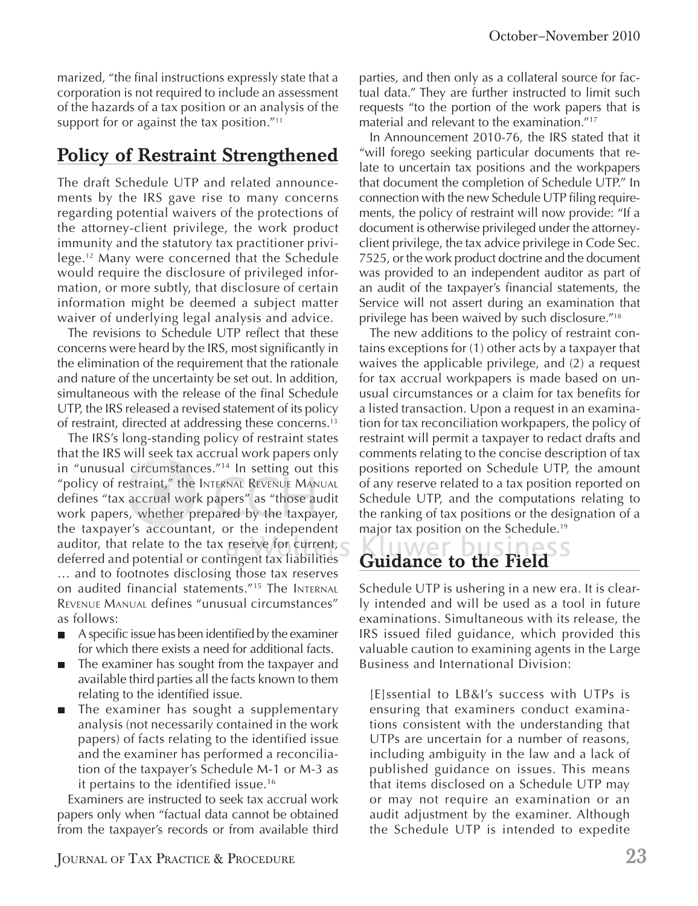marized, "the final instructions expressly state that a corporation is not required to include an assessment of the hazards of a tax position or an analysis of the support for or against the tax position."[11]

## Policy of Restraint Strengthened

The draft Schedule UTP and related announcements by the IRS gave rise to many concerns regarding potential waivers of the protections of the attorney-client privilege, the work product immunity and the statutory tax practitioner privilege.[12] Many were concerned that the Schedule would require the disclosure of privileged information, or more subtly, that disclosure of certain information might be deemed a subject matter waiver of underlying legal analysis and advice.

The revisions to Schedule UTP reflect that these concerns were heard by the IRS, most significantly in the elimination of the requirement that the rationale and nature of the uncertainty be set out. In addition, simultaneous with the release of the final Schedule UTP, the IRS released a revised statement of its policy of restraint, directed at addressing these concerns.[13]

The IRS's long-standing policy of restraint states that the IRS will seek tax accrual work papers only in "unusual circumstances."[14] In setting out this "policy of restraint," the Internal Revenue Manual defines "tax accrual work papers" as "those audit work papers, whether prepared by the taxpayer, the taxpayer's accountant, or the independent auditor, that relate to the tax reserve for current, deferred and potential or contingent tax liabilities … and to footnotes disclosing those tax reserves on audited financial statements."[15] The Internal Revenue Manual defines "unusual circumstances" as follows:

- A specific issue has been identified by the examiner for which there exists a need for additional facts.
- The examiner has sought from the taxpayer and available third parties all the facts known to them relating to the identified issue.
- The examiner has sought a supplementary analysis (not necessarily contained in the work papers) of facts relating to the identified issue and the examiner has performed a reconciliation of the taxpayer's Schedule M-1 or M-3 as it pertains to the identified issue.[16]

Examiners are instructed to seek tax accrual work papers only when "factual data cannot be obtained from the taxpayer's records or from available third parties, and then only as a collateral source for factual data." They are further instructed to limit such requests "to the portion of the work papers that is material and relevant to the examination."[17]

In Announcement 2010-76, the IRS stated that it "will forego seeking particular documents that relate to uncertain tax positions and the workpapers that document the completion of Schedule UTP." In connection with the new Schedule UTP filing requirements, the policy of restraint will now provide: "If a document is otherwise privileged under the attorney-client privilege, the tax advice privilege in Code Sec. 7525, or the work product doctrine and the document was provided to an independent auditor as part of an audit of the taxpayer's financial statements, the Service will not assert during an examination that privilege has been waived by such disclosure."[18]

The new additions to the policy of restraint contains exceptions for (1) other acts by a taxpayer that waives the applicable privilege, and (2) a request for tax accrual workpapers is made based on unusual circumstances or a claim for tax benefits for a listed transaction. Upon a request in an examination for tax reconciliation workpapers, the policy of restraint will permit a taxpayer to redact drafts and comments relating to the concise description of tax positions reported on Schedule UTP, the amount of any reserve related to a tax position reported on Schedule UTP, and the computations relating to the ranking of tax positions or the designation of a major tax position on the Schedule.[19]

## Guidance to the Field

Schedule UTP is ushering in a new era. It is clearly intended and will be used as a tool in future examinations. Simultaneous with its release, the IRS issued filed guidance, which provided this valuable caution to examining agents in the Large Business and International Division:

> [E]ssential to LB&I's success with UTPs is ensuring that examiners conduct examinations consistent with the understanding that UTPs are uncertain for a number of reasons, including ambiguity in the law and a lack of published guidance on issues. This means that items disclosed on a Schedule UTP may or may not require an examination or an audit adjustment by the examiner. Although the Schedule UTP is intended to expedite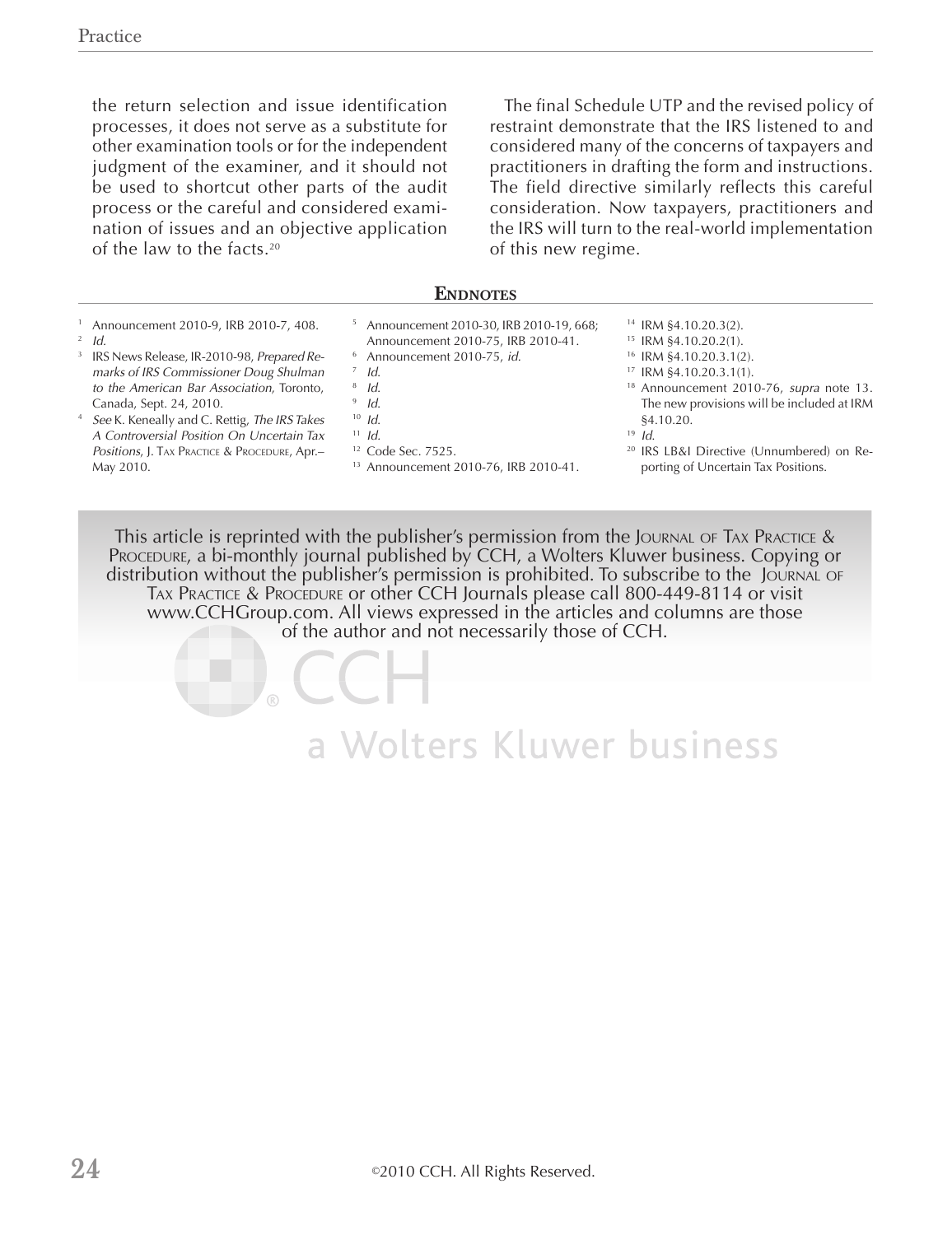the return selection and issue identification processes, it does not serve as a substitute for other examination tools or for the independent judgment of the examiner, and it should not be used to shortcut other parts of the audit process or the careful and considered examination of issues and an objective application of the law to the facts.[20]

The final Schedule UTP and the revised policy of restraint demonstrate that the IRS listened to and considered many of the concerns of taxpayers and practitioners in drafting the form and instructions. The field directive similarly reflects this careful consideration. Now taxpayers, practitioners and the IRS will turn to the real-world implementation of this new regime.

## Endnotes

1. Announcement 2010-9, IRB 2010-7, 408.
2. *Id.*
3. IRS News Release, IR-2010-98, *Prepared Remarks of IRS Commissioner Doug Shulman to the American Bar Association*, Toronto, Canada, Sept. 24, 2010.
4. *See* K. Keneally and C. Rettig, *The IRS Takes A Controversial Position On Uncertain Tax Positions*, J. Tax Practice & Procedure, Apr.–May 2010.
5. Announcement 2010-30, IRB 2010-19, 668; Announcement 2010-75, IRB 2010-41.
6. Announcement 2010-75, *id.*
7. *Id.*
8. *Id.*
9. *Id.*
10. *Id.*
11. *Id.*
12. Code Sec. 7525.
13. Announcement 2010-76, IRB 2010-41.
14. IRM §4.10.20.3(2).
15. IRM §4.10.20.2(1).
16. IRM §4.10.20.3.1(2).
17. IRM §4.10.20.3.1(1).
18. Announcement 2010-76, *supra* note 13. The new provisions will be included at IRM §4.10.20.
19. *Id.*
20. IRS LB&I Directive (Unnumbered) on Reporting of Uncertain Tax Positions.

This article is reprinted with the publisher's permission from the Journal of Tax Practice & Procedure, a bi-monthly journal published by CCH, a Wolters Kluwer business. Copying or distribution without the publisher's permission is prohibited. To subscribe to the Journal of Tax Practice & Procedure or other CCH Journals please call 800-449-8114 or visit www.CCHGroup.com. All views expressed in the articles and columns are those of the author and not necessarily those of CCH.

CCH® a Wolters Kluwer business

©2010 CCH. All Rights Reserved.